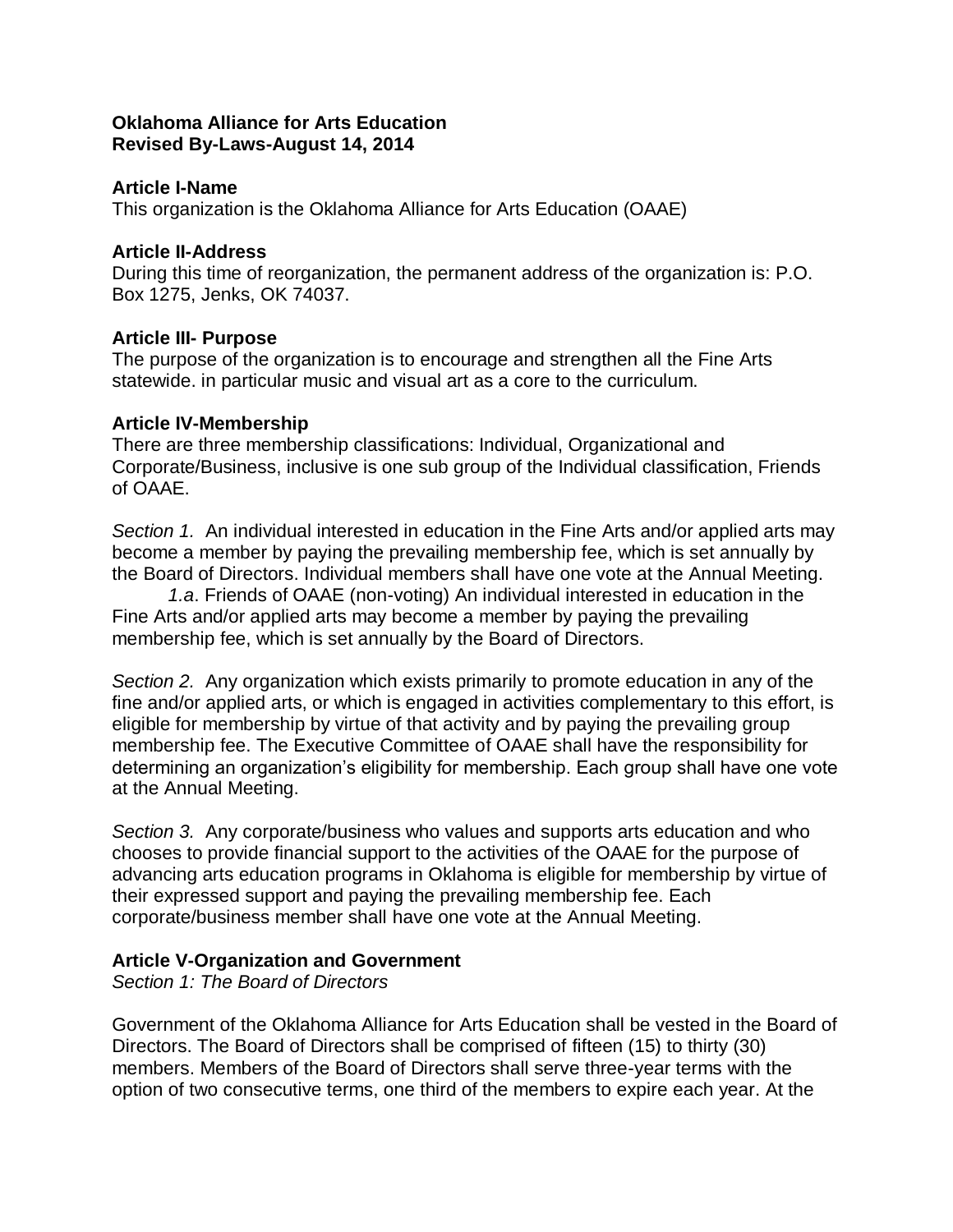**Oklahoma Alliance for Arts Education**
**Revised By-Laws-August 14, 2014**

**Article I-Name**
This organization is the Oklahoma Alliance for Arts Education (OAAE)

**Article II-Address**
During this time of reorganization, the permanent address of the organization is: P.O. Box 1275, Jenks, OK 74037.

**Article III- Purpose**
The purpose of the organization is to encourage and strengthen all the Fine Arts statewide. in particular music and visual art as a core to the curriculum.

**Article IV-Membership**
There are three membership classifications: Individual, Organizational and Corporate/Business, inclusive is one sub group of the Individual classification, Friends of OAAE.

*Section 1.* An individual interested in education in the Fine Arts and/or applied arts may become a member by paying the prevailing membership fee, which is set annually by the Board of Directors. Individual members shall have one vote at the Annual Meeting.

*1.a*. Friends of OAAE (non-voting) An individual interested in education in the Fine Arts and/or applied arts may become a member by paying the prevailing membership fee, which is set annually by the Board of Directors.

*Section 2.* Any organization which exists primarily to promote education in any of the fine and/or applied arts, or which is engaged in activities complementary to this effort, is eligible for membership by virtue of that activity and by paying the prevailing group membership fee. The Executive Committee of OAAE shall have the responsibility for determining an organization's eligibility for membership. Each group shall have one vote at the Annual Meeting.

*Section 3.* Any corporate/business who values and supports arts education and who chooses to provide financial support to the activities of the OAAE for the purpose of advancing arts education programs in Oklahoma is eligible for membership by virtue of their expressed support and paying the prevailing membership fee. Each corporate/business member shall have one vote at the Annual Meeting.

**Article V-Organization and Government**
*Section 1: The Board of Directors*

Government of the Oklahoma Alliance for Arts Education shall be vested in the Board of Directors. The Board of Directors shall be comprised of fifteen (15) to thirty (30) members. Members of the Board of Directors shall serve three-year terms with the option of two consecutive terms, one third of the members to expire each year. At the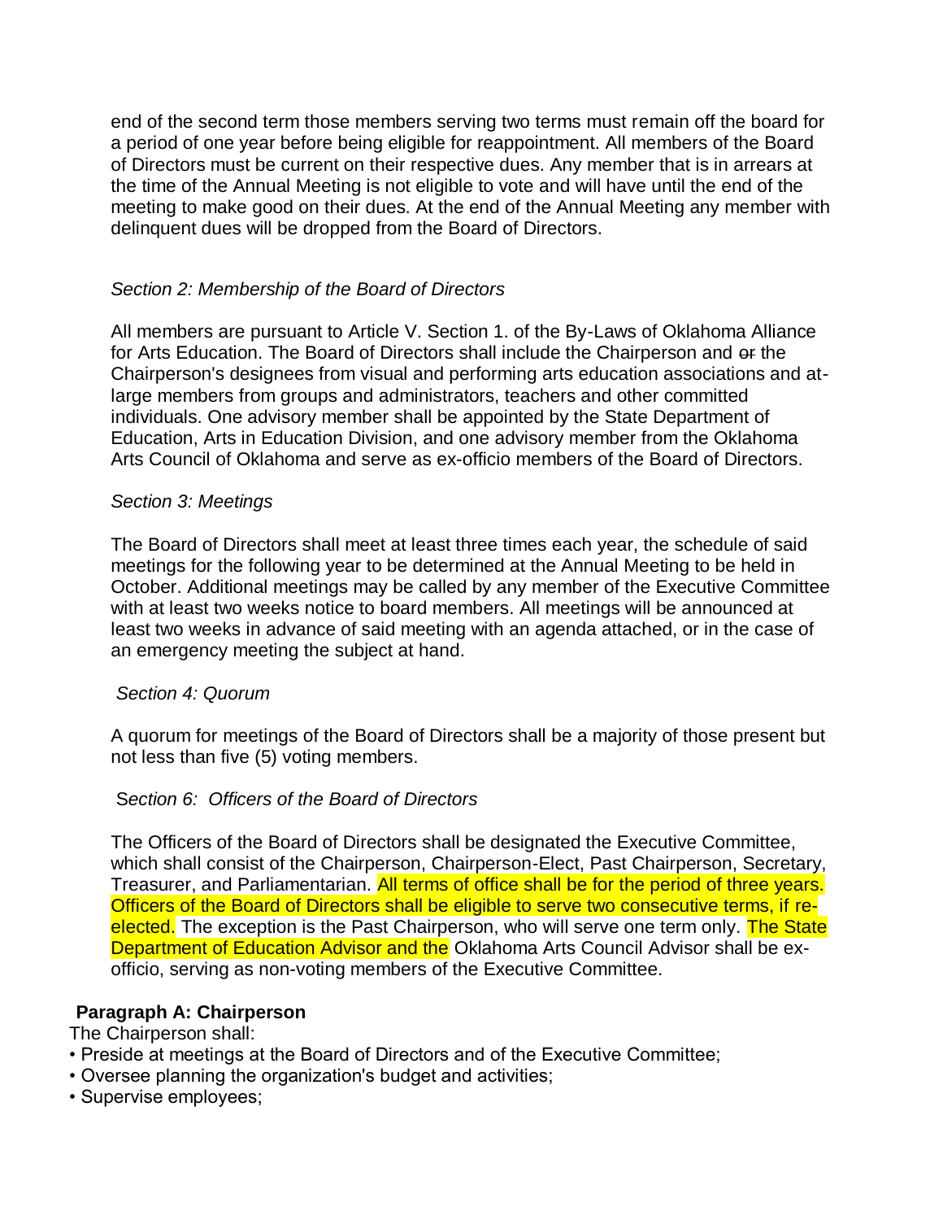end of the second term those members serving two terms must remain off the board for a period of one year before being eligible for reappointment. All members of the Board of Directors must be current on their respective dues. Any member that is in arrears at the time of the Annual Meeting is not eligible to vote and will have until the end of the meeting to make good on their dues. At the end of the Annual Meeting any member with delinquent dues will be dropped from the Board of Directors.

*Section 2: Membership of the Board of Directors*

All members are pursuant to Article V. Section 1. of the By-Laws of Oklahoma Alliance for Arts Education. The Board of Directors shall include the Chairperson and ~~or~~ the Chairperson's designees from visual and performing arts education associations and at-large members from groups and administrators, teachers and other committed individuals. One advisory member shall be appointed by the State Department of Education, Arts in Education Division, and one advisory member from the Oklahoma Arts Council of Oklahoma and serve as ex-officio members of the Board of Directors.

*Section 3: Meetings*

The Board of Directors shall meet at least three times each year, the schedule of said meetings for the following year to be determined at the Annual Meeting to be held in October. Additional meetings may be called by any member of the Executive Committee with at least two weeks notice to board members. All meetings will be announced at least two weeks in advance of said meeting with an agenda attached, or in the case of an emergency meeting the subject at hand.

*Section 4: Quorum*

A quorum for meetings of the Board of Directors shall be a majority of those present but not less than five (5) voting members.

*Section 6: Officers of the Board of Directors*

The Officers of the Board of Directors shall be designated the Executive Committee, which shall consist of the Chairperson, Chairperson-Elect, Past Chairperson, Secretary, Treasurer, and Parliamentarian. All terms of office shall be for the period of three years. Officers of the Board of Directors shall be eligible to serve two consecutive terms, if re-elected. The exception is the Past Chairperson, who will serve one term only. The State Department of Education Advisor and the Oklahoma Arts Council Advisor shall be ex-officio, serving as non-voting members of the Executive Committee.

**Paragraph A: Chairperson**

The Chairperson shall:

- Preside at meetings at the Board of Directors and of the Executive Committee;
- Oversee planning the organization's budget and activities;
- Supervise employees;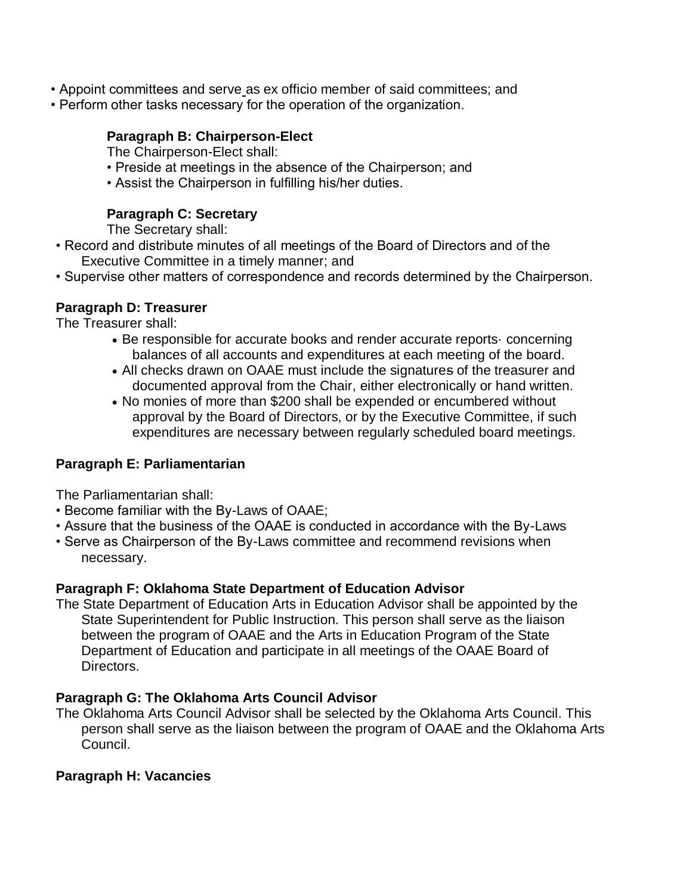- Appoint committees and serve as ex officio member of said committees; and
- Perform other tasks necessary for the operation of the organization.

**Paragraph B: Chairperson-Elect**

The Chairperson-Elect shall:

- Preside at meetings in the absence of the Chairperson; and
- Assist the Chairperson in fulfilling his/her duties.

**Paragraph C: Secretary**

The Secretary shall:

- Record and distribute minutes of all meetings of the Board of Directors and of the Executive Committee in a timely manner; and
- Supervise other matters of correspondence and records determined by the Chairperson.

**Paragraph D: Treasurer**

The Treasurer shall:

- Be responsible for accurate books and render accurate reports· concerning balances of all accounts and expenditures at each meeting of the board.
- All checks drawn on OAAE must include the signatures of the treasurer and documented approval from the Chair, either electronically or hand written.
- No monies of more than $200 shall be expended or encumbered without approval by the Board of Directors, or by the Executive Committee, if such expenditures are necessary between regularly scheduled board meetings.

**Paragraph E: Parliamentarian**

The Parliamentarian shall:

- Become familiar with the By-Laws of OAAE;
- Assure that the business of the OAAE is conducted in accordance with the By-Laws
- Serve as Chairperson of the By-Laws committee and recommend revisions when necessary.

**Paragraph F: Oklahoma State Department of Education Advisor**

The State Department of Education Arts in Education Advisor shall be appointed by the State Superintendent for Public Instruction. This person shall serve as the liaison between the program of OAAE and the Arts in Education Program of the State Department of Education and participate in all meetings of the OAAE Board of Directors.

**Paragraph G: The Oklahoma Arts Council Advisor**

The Oklahoma Arts Council Advisor shall be selected by the Oklahoma Arts Council. This person shall serve as the liaison between the program of OAAE and the Oklahoma Arts Council.

**Paragraph H: Vacancies**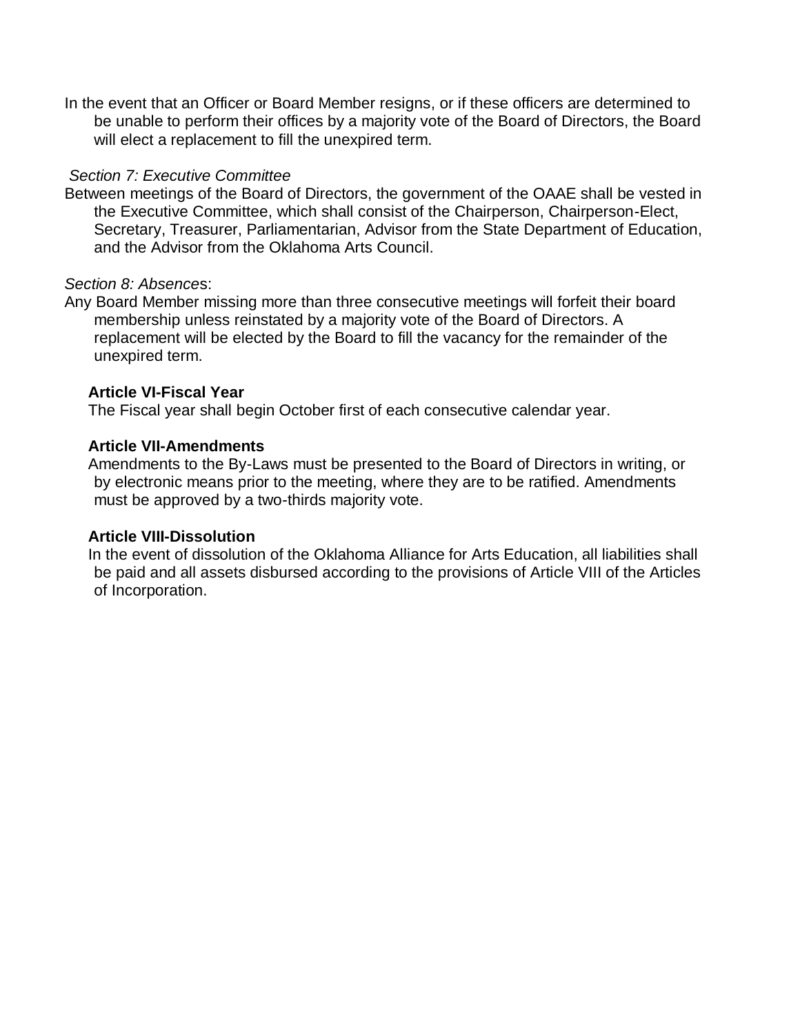In the event that an Officer or Board Member resigns, or if these officers are determined to be unable to perform their offices by a majority vote of the Board of Directors, the Board will elect a replacement to fill the unexpired term.

*Section 7: Executive Committee*

Between meetings of the Board of Directors, the government of the OAAE shall be vested in the Executive Committee, which shall consist of the Chairperson, Chairperson-Elect, Secretary, Treasurer, Parliamentarian, Advisor from the State Department of Education, and the Advisor from the Oklahoma Arts Council.

*Section 8: Absences*:

Any Board Member missing more than three consecutive meetings will forfeit their board membership unless reinstated by a majority vote of the Board of Directors. A replacement will be elected by the Board to fill the vacancy for the remainder of the unexpired term.

**Article VI-Fiscal Year**

The Fiscal year shall begin October first of each consecutive calendar year.

**Article VII-Amendments**

Amendments to the By-Laws must be presented to the Board of Directors in writing, or by electronic means prior to the meeting, where they are to be ratified. Amendments must be approved by a two-thirds majority vote.

**Article VIII-Dissolution**

In the event of dissolution of the Oklahoma Alliance for Arts Education, all liabilities shall be paid and all assets disbursed according to the provisions of Article VIII of the Articles of Incorporation.